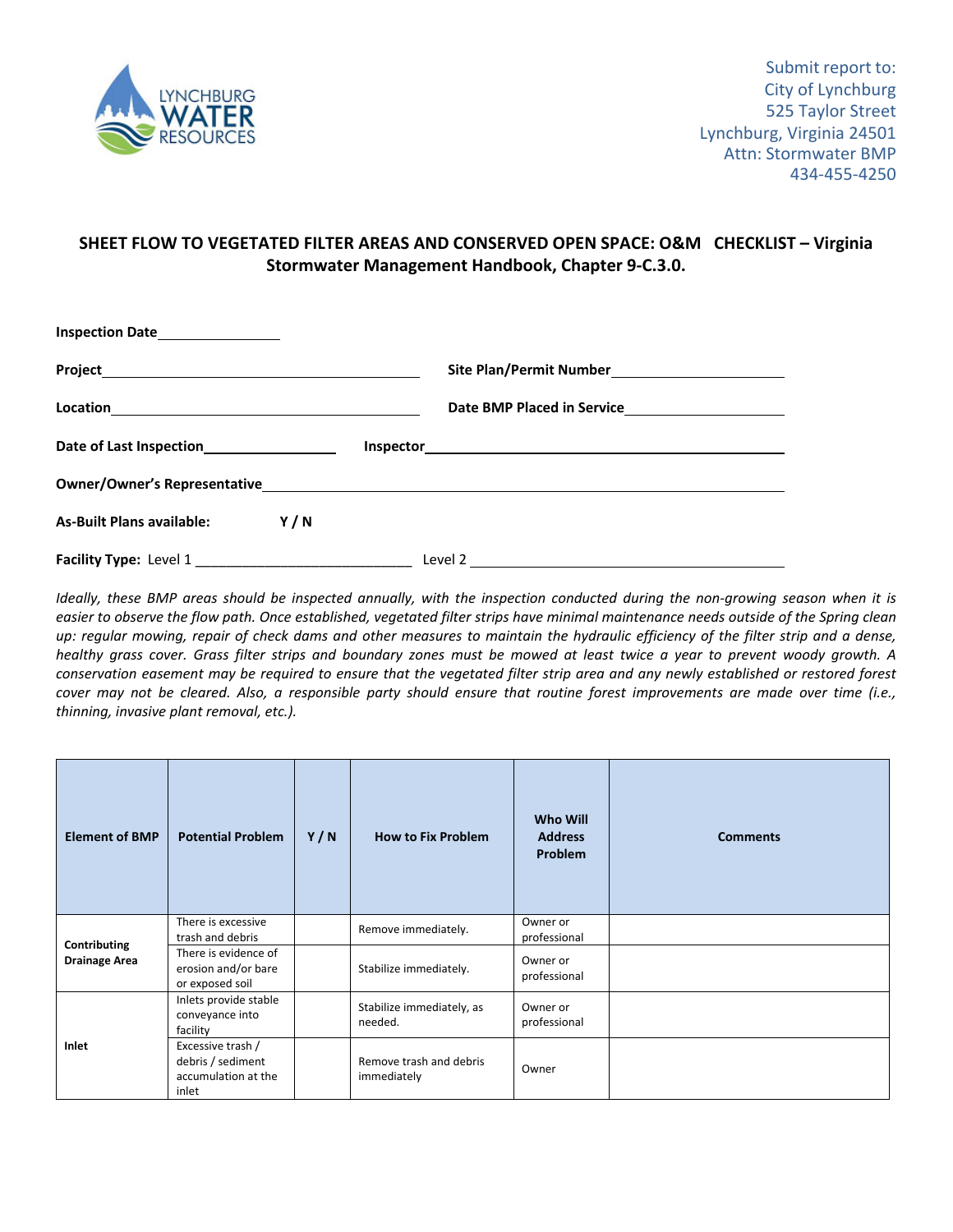Submit report to:
City of Lynchburg
525 Taylor Street
Lynchburg, Virginia 24501
Attn: Stormwater BMP
434-455-4250

## SHEET FLOW TO VEGETATED FILTER AREAS AND CONSERVED OPEN SPACE: O&M CHECKLIST – Virginia Stormwater Management Handbook, Chapter 9-C.3.0.

**Inspection Date**\_\_\_\_\_\_\_\_\_\_\_\_\_\_\_\_

**Project**\_\_\_\_\_\_\_\_\_\_\_\_\_\_\_\_\_\_\_\_\_\_\_\_\_\_\_\_\_\_\_\_\_\_\_\_\_\_\_\_ **Site Plan/Permit Number**\_\_\_\_\_\_\_\_\_\_\_\_\_\_\_\_\_\_\_\_\_\_

**Location**\_\_\_\_\_\_\_\_\_\_\_\_\_\_\_\_\_\_\_\_\_\_\_\_\_\_\_\_\_\_\_\_\_\_\_\_\_\_\_\_ **Date BMP Placed in Service**\_\_\_\_\_\_\_\_\_\_\_\_\_\_\_\_\_\_\_\_\_\_

**Date of Last Inspection**\_\_\_\_\_\_\_\_\_\_\_\_\_\_\_\_\_\_ **Inspector**\_\_\_\_\_\_\_\_\_\_\_\_\_\_\_\_\_\_\_\_\_\_\_\_\_\_\_\_\_\_\_\_\_\_\_\_\_\_\_\_\_\_\_\_\_\_

**Owner/Owner's Representative**\_\_\_\_\_\_\_\_\_\_\_\_\_\_\_\_\_\_\_\_\_\_\_\_\_\_\_\_\_\_\_\_\_\_\_\_\_\_\_\_\_\_\_\_\_\_\_\_\_\_\_\_\_\_\_\_\_\_\_\_\_\_\_\_

**As-Built Plans available:** **Y / N**

**Facility Type:** Level 1 \_\_\_\_\_\_\_\_\_\_\_\_\_\_\_\_\_\_\_\_\_\_\_\_\_\_\_\_ Level 2 \_\_\_\_\_\_\_\_\_\_\_\_\_\_\_\_\_\_\_\_\_\_\_\_\_\_\_\_\_\_\_\_\_\_\_\_\_\_\_\_

*Ideally, these BMP areas should be inspected annually, with the inspection conducted during the non-growing season when it is easier to observe the flow path. Once established, vegetated filter strips have minimal maintenance needs outside of the Spring clean up: regular mowing, repair of check dams and other measures to maintain the hydraulic efficiency of the filter strip and a dense, healthy grass cover. Grass filter strips and boundary zones must be mowed at least twice a year to prevent woody growth. A conservation easement may be required to ensure that the vegetated filter strip area and any newly established or restored forest cover may not be cleared. Also, a responsible party should ensure that routine forest improvements are made over time (i.e., thinning, invasive plant removal, etc.).*

| Element of BMP | Potential Problem | Y / N | How to Fix Problem | Who Will Address Problem | Comments |
|---|---|---|---|---|---|
| Contributing Drainage Area | There is excessive trash and debris | | Remove immediately. | Owner or professional | |
| | There is evidence of erosion and/or bare or exposed soil | | Stabilize immediately. | Owner or professional | |
| Inlet | Inlets provide stable conveyance into facility | | Stabilize immediately, as needed. | Owner or professional | |
| | Excessive trash / debris / sediment accumulation at the inlet | | Remove trash and debris immediately | Owner | |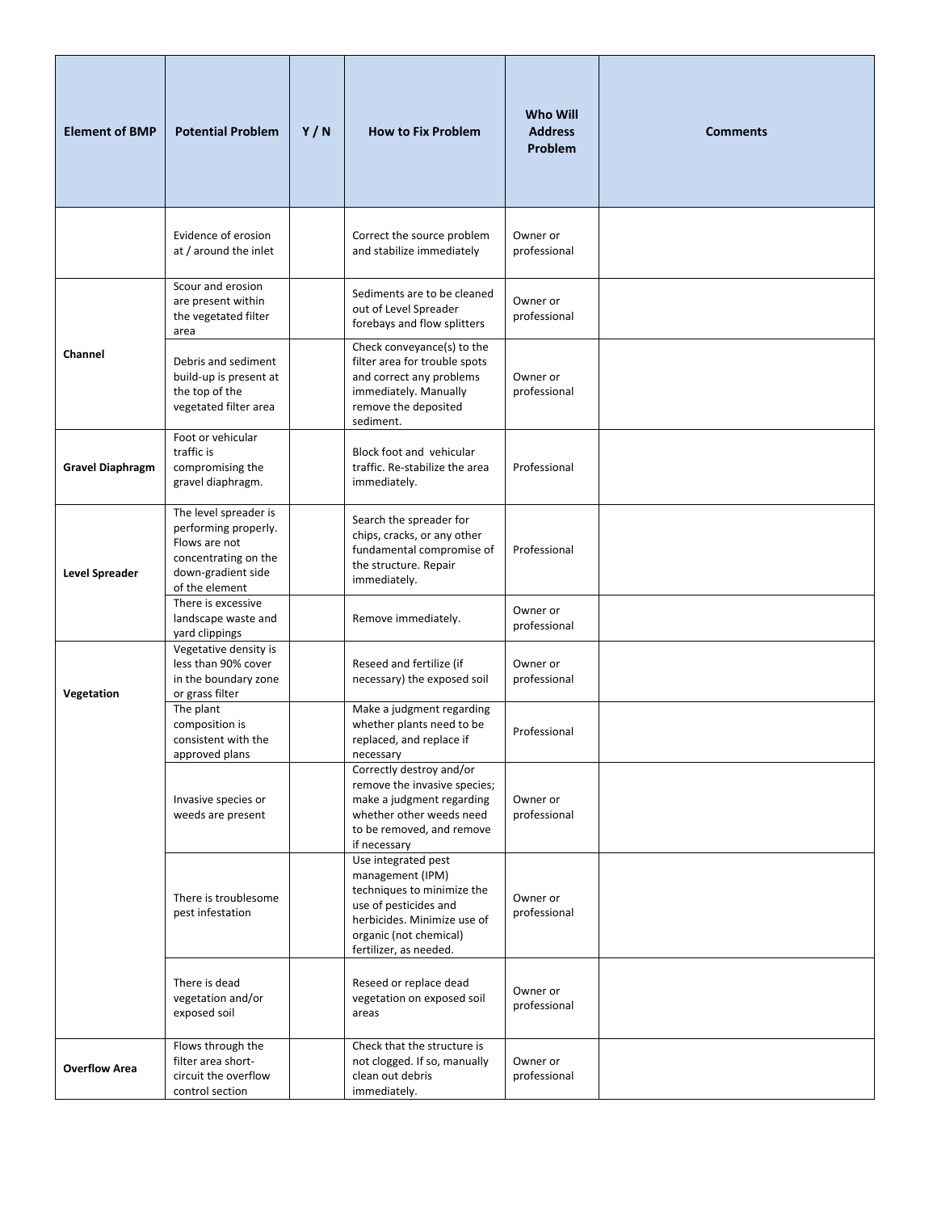| Element of BMP | Potential Problem | Y / N | How to Fix Problem | Who Will Address Problem | Comments |
|---|---|---|---|---|---|
| | Evidence of erosion at / around the inlet | | Correct the source problem and stabilize immediately | Owner or professional | |
| Channel | Scour and erosion are present within the vegetated filter area | | Sediments are to be cleaned out of Level Spreader forebays and flow splitters | Owner or professional | |
| | Debris and sediment build-up is present at the top of the vegetated filter area | | Check conveyance(s) to the filter area for trouble spots and correct any problems immediately. Manually remove the deposited sediment. | Owner or professional | |
| Gravel Diaphragm | Foot or vehicular traffic is compromising the gravel diaphragm. | | Block foot and vehicular traffic. Re-stabilize the area immediately. | Professional | |
| Level Spreader | The level spreader is performing properly. Flows are not concentrating on the down-gradient side of the element | | Search the spreader for chips, cracks, or any other fundamental compromise of the structure. Repair immediately. | Professional | |
| | There is excessive landscape waste and yard clippings | | Remove immediately. | Owner or professional | |
| Vegetation | Vegetative density is less than 90% cover in the boundary zone or grass filter | | Reseed and fertilize (if necessary) the exposed soil | Owner or professional | |
| | The plant composition is consistent with the approved plans | | Make a judgment regarding whether plants need to be replaced, and replace if necessary | Professional | |
| | Invasive species or weeds are present | | Correctly destroy and/or remove the invasive species; make a judgment regarding whether other weeds need to be removed, and remove if necessary | Owner or professional | |
| | There is troublesome pest infestation | | Use integrated pest management (IPM) techniques to minimize the use of pesticides and herbicides. Minimize use of organic (not chemical) fertilizer, as needed. | Owner or professional | |
| | There is dead vegetation and/or exposed soil | | Reseed or replace dead vegetation on exposed soil areas | Owner or professional | |
| Overflow Area | Flows through the filter area short-circuit the overflow control section | | Check that the structure is not clogged. If so, manually clean out debris immediately. | Owner or professional | |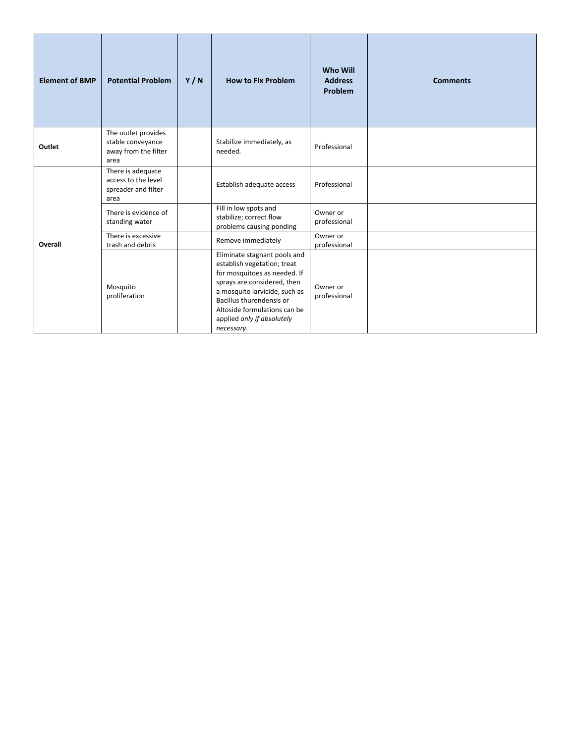| Element of BMP | Potential Problem | Y / N | How to Fix Problem | Who Will Address Problem | Comments |
|---|---|---|---|---|---|
| **Outlet** | The outlet provides stable conveyance away from the filter area | | Stabilize immediately, as needed. | Professional | |
| **Overall** | There is adequate access to the level spreader and filter area | | Establish adequate access | Professional | |
| | There is evidence of standing water | | Fill in low spots and stabilize; correct flow problems causing ponding | Owner or professional | |
| | There is excessive trash and debris | | Remove immediately | Owner or professional | |
| | Mosquito proliferation | | Eliminate stagnant pools and establish vegetation; treat for mosquitoes as needed. If sprays are considered, then a mosquito larvicide, such as Bacillus thurendensis or Altoside formulations can be applied *only if absolutely necessary*. | Owner or professional | |